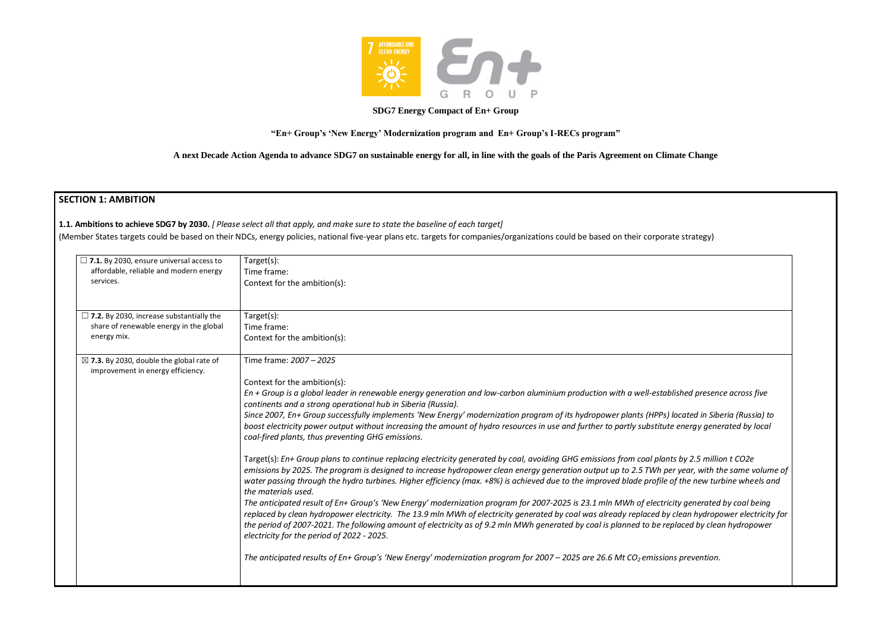**SDG7 Energy Compact of En+ Group**

**"En+ Group's 'New Energy' Modernization program and En+ Group's I-RECs program"**

**A next Decade Action Agenda to advance SDG7 on sustainable energy for all, in line with the goals of the Paris Agreement on Climate Change**

## SECTION 1: AMBITION

**1.1. Ambitions to achieve SDG7 by 2030.** *[ Please select all that apply, and make sure to state the baseline of each target]*

(Member States targets could be based on their NDCs, energy policies, national five-year plans etc. targets for companies/organizations could be based on their corporate strategy)

| | |
|---|---|
| ☐ **7.1.** By 2030, ensure universal access to affordable, reliable and modern energy services. | Target(s):<br>Time frame:<br>Context for the ambition(s): |
| ☐ **7.2.** By 2030, increase substantially the share of renewable energy in the global energy mix. | Target(s):<br>Time frame:<br>Context for the ambition(s): |
| ☒ **7.3.** By 2030, double the global rate of improvement in energy efficiency. | Time frame: *2007 – 2025*<br><br>Context for the ambition(s):<br>*En + Group is a global leader in renewable energy generation and low-carbon aluminium production with a well-established presence across five continents and a strong operational hub in Siberia (Russia).*<br>*Since 2007, En+ Group successfully implements 'New Energy' modernization program of its hydropower plants (HPPs) located in Siberia (Russia) to boost electricity power output without increasing the amount of hydro resources in use and further to partly substitute energy generated by local coal-fired plants, thus preventing GHG emissions.*<br><br>Target(s): *En+ Group plans to continue replacing electricity generated by coal, avoiding GHG emissions from coal plants by 2.5 million t CO2e emissions by 2025. The program is designed to increase hydropower clean energy generation output up to 2.5 TWh per year, with the same volume of water passing through the hydro turbines. Higher efficiency (max. +8%) is achieved due to the improved blade profile of the new turbine wheels and the materials used.*<br>*The anticipated result of En+ Group's 'New Energy' modernization program for 2007-2025 is 23.1 mln MWh of electricity generated by coal being replaced by clean hydropower electricity. The 13.9 mln MWh of electricity generated by coal was already replaced by clean hydropower electricity for the period of 2007-2021. The following amount of electricity as of 9.2 mln MWh generated by coal is planned to be replaced by clean hydropower electricity for the period of 2022 - 2025.*<br><br>*The anticipated results of En+ Group's 'New Energy' modernization program for 2007 – 2025 are 26.6 Mt $CO_2$ emissions prevention.* |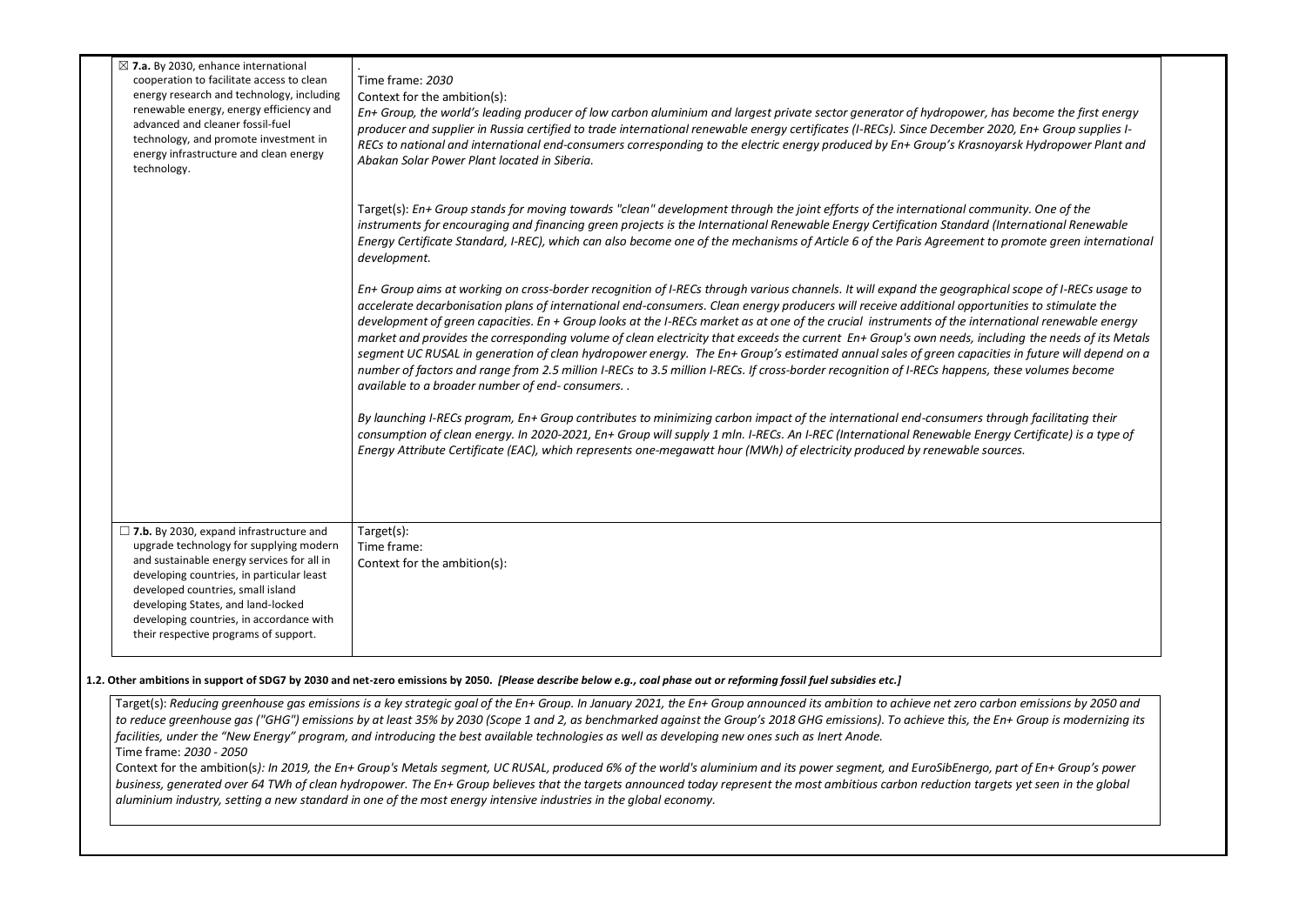| | |
|---|---|
| ☒ **7.a.** By 2030, enhance international cooperation to facilitate access to clean energy research and technology, including renewable energy, energy efficiency and advanced and cleaner fossil-fuel technology, and promote investment in energy infrastructure and clean energy technology. | .<br>Time frame: *2030*<br>Context for the ambition(s):<br>*En+ Group, the world's leading producer of low carbon aluminium and largest private sector generator of hydropower, has become the first energy producer and supplier in Russia certified to trade international renewable energy certificates (I-RECs). Since December 2020, En+ Group supplies I-RECs to national and international end-consumers corresponding to the electric energy produced by En+ Group's Krasnoyarsk Hydropower Plant and Abakan Solar Power Plant located in Siberia.*<br><br>Target(s): *En+ Group stands for moving towards "clean" development through the joint efforts of the international community. One of the instruments for encouraging and financing green projects is the International Renewable Energy Certification Standard (International Renewable Energy Certificate Standard, I-REC), which can also become one of the mechanisms of Article 6 of the Paris Agreement to promote green international development.*<br><br>*En+ Group aims at working on cross-border recognition of I-RECs through various channels. It will expand the geographical scope of I-RECs usage to accelerate decarbonisation plans of international end-consumers. Clean energy producers will receive additional opportunities to stimulate the development of green capacities. En + Group looks at the I-RECs market as at one of the crucial instruments of the international renewable energy market and provides the corresponding volume of clean electricity that exceeds the current En+ Group's own needs, including the needs of its Metals segment UC RUSAL in generation of clean hydropower energy. The En+ Group's estimated annual sales of green capacities in future will depend on a number of factors and range from 2.5 million I-RECs to 3.5 million I-RECs. If cross-border recognition of I-RECs happens, these volumes become available to a broader number of end- consumers. .*<br><br>*By launching I-RECs program, En+ Group contributes to minimizing carbon impact of the international end-consumers through facilitating their consumption of clean energy. In 2020-2021, En+ Group will supply 1 mln. I-RECs. An I-REC (International Renewable Energy Certificate) is a type of Energy Attribute Certificate (EAC), which represents one-megawatt hour (MWh) of electricity produced by renewable sources.* |
| ☐ **7.b.** By 2030, expand infrastructure and upgrade technology for supplying modern and sustainable energy services for all in developing countries, in particular least developed countries, small island developing States, and land-locked developing countries, in accordance with their respective programs of support. | Target(s):<br>Time frame:<br>Context for the ambition(s): |

**1.2. Other ambitions in support of SDG7 by 2030 and net-zero emissions by 2050.** ***[Please describe below e.g., coal phase out or reforming fossil fuel subsidies etc.]***

Target(s): *Reducing greenhouse gas emissions is a key strategic goal of the En+ Group. In January 2021, the En+ Group announced its ambition to achieve net zero carbon emissions by 2050 and to reduce greenhouse gas ("GHG") emissions by at least 35% by 2030 (Scope 1 and 2, as benchmarked against the Group's 2018 GHG emissions). To achieve this, the En+ Group is modernizing its facilities, under the "New Energy" program, and introducing the best available technologies as well as developing new ones such as Inert Anode.*

Time frame: *2030 - 2050*

Context for the ambition(s*): In 2019, the En+ Group's Metals segment, UC RUSAL, produced 6% of the world's aluminium and its power segment, and EuroSibEnergo, part of En+ Group's power business, generated over 64 TWh of clean hydropower. The En+ Group believes that the targets announced today represent the most ambitious carbon reduction targets yet seen in the global aluminium industry, setting a new standard in one of the most energy intensive industries in the global economy.*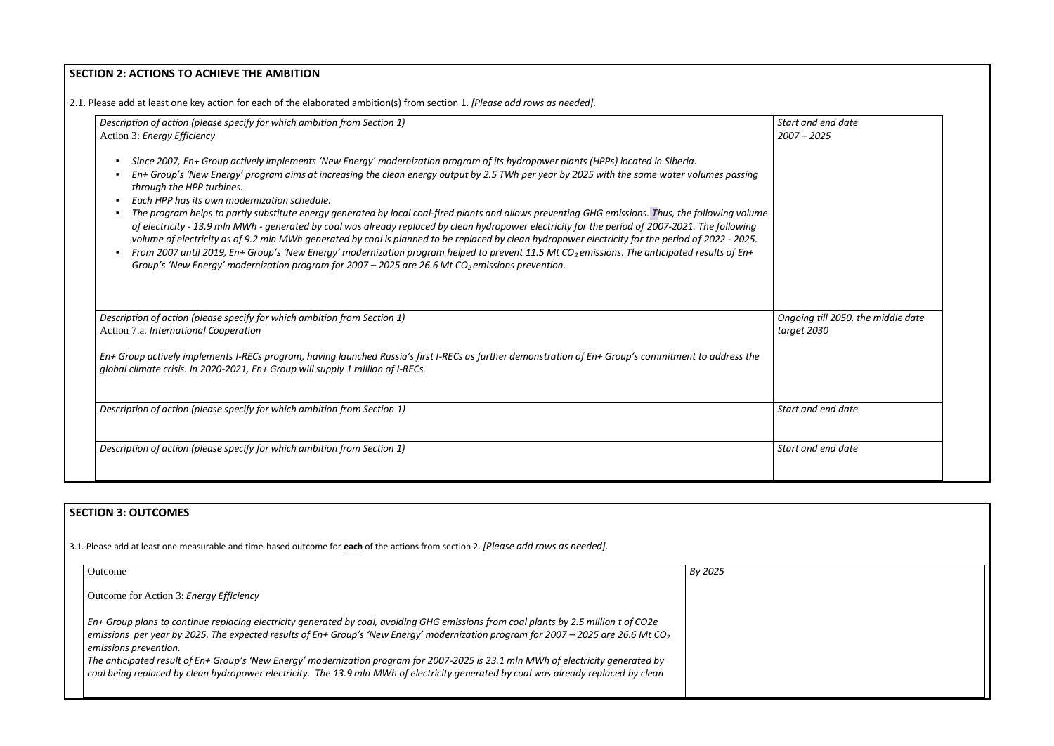## SECTION 2: ACTIONS TO ACHIEVE THE AMBITION

2.1. Please add at least one key action for each of the elaborated ambition(s) from section 1. *[Please add rows as needed].*

| *Description of action (please specify for which ambition from Section 1)* | *Start and end date* |
|---|---|
| Action 3: *Energy Efficiency*<br><br>• *Since 2007, En+ Group actively implements 'New Energy' modernization program of its hydropower plants (HPPs) located in Siberia.*<br>• *En+ Group's 'New Energy' program aims at increasing the clean energy output by 2.5 TWh per year by 2025 with the same water volumes passing through the HPP turbines.*<br>• *Each HPP has its own modernization schedule.*<br>• *The program helps to partly substitute energy generated by local coal-fired plants and allows preventing GHG emissions. Thus, the following volume of electricity - 13.9 mln MWh - generated by coal was already replaced by clean hydropower electricity for the period of 2007-2021. The following volume of electricity as of 9.2 mln MWh generated by coal is planned to be replaced by clean hydropower electricity for the period of 2022 - 2025.*<br>• *From 2007 until 2019, En+ Group's 'New Energy' modernization program helped to prevent 11.5 Mt $CO_2$ emissions. The anticipated results of En+ Group's 'New Energy' modernization program for 2007 – 2025 are 26.6 Mt $CO_2$ emissions prevention.* | *2007 – 2025* |
| *Description of action (please specify for which ambition from Section 1)*<br>Action 7.a. *International Cooperation*<br><br>*En+ Group actively implements I-RECs program, having launched Russia's first I-RECs as further demonstration of En+ Group's commitment to address the global climate crisis. In 2020-2021, En+ Group will supply 1 million of I-RECs.* | *Ongoing till 2050, the middle date target 2030* |
| *Description of action (please specify for which ambition from Section 1)* | *Start and end date* |
| *Description of action (please specify for which ambition from Section 1)* | *Start and end date* |

## SECTION 3: OUTCOMES

3.1. Please add at least one measurable and time-based outcome for **each** of the actions from section 2. *[Please add rows as needed].*

| Outcome | *By 2025* |
|---|---|
| Outcome for Action 3: *Energy Efficiency*<br><br>*En+ Group plans to continue replacing electricity generated by coal, avoiding GHG emissions from coal plants by 2.5 million t of CO2e emissions per year by 2025. The expected results of En+ Group's 'New Energy' modernization program for 2007 – 2025 are 26.6 Mt $CO_2$ emissions prevention.*<br>*The anticipated result of En+ Group's 'New Energy' modernization program for 2007-2025 is 23.1 mln MWh of electricity generated by coal being replaced by clean hydropower electricity. The 13.9 mln MWh of electricity generated by coal was already replaced by clean* | |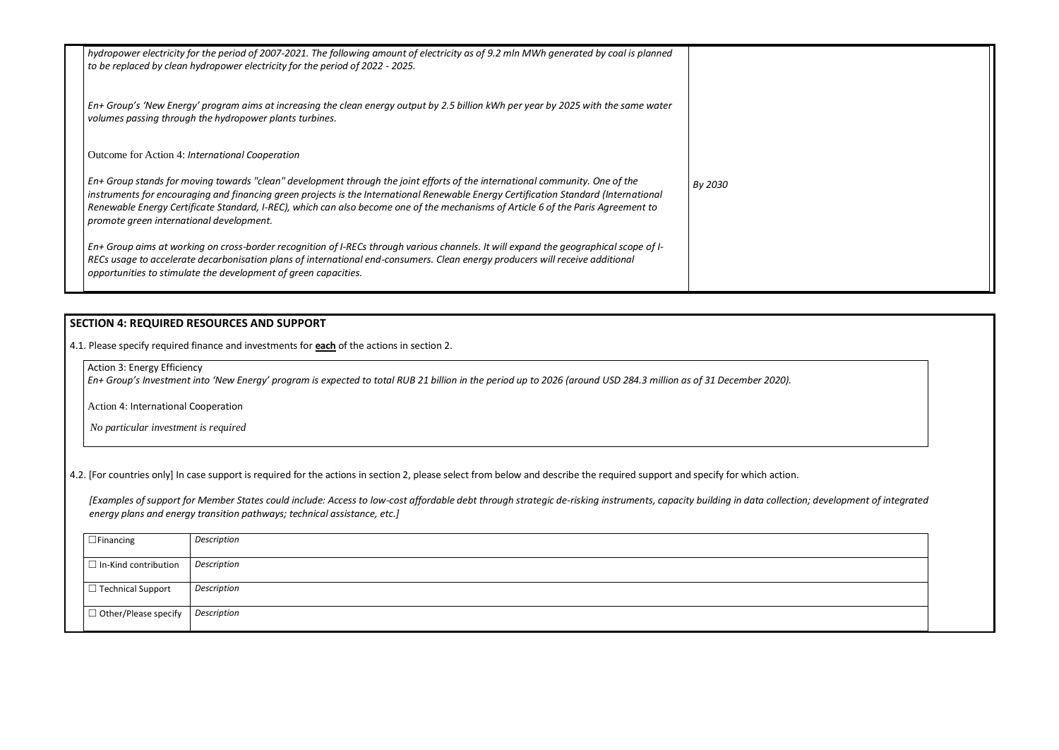| | |
|---|---|
| *hydropower electricity for the period of 2007-2021. The following amount of electricity as of 9.2 mln MWh generated by coal is planned to be replaced by clean hydropower electricity for the period of 2022 - 2025.*<br><br>*En+ Group's 'New Energy' program aims at increasing the clean energy output by 2.5 billion kWh per year by 2025 with the same water volumes passing through the hydropower plants turbines.*<br><br>Outcome for Action 4: *International Cooperation*<br><br>*En+ Group stands for moving towards "clean" development through the joint efforts of the international community. One of the instruments for encouraging and financing green projects is the International Renewable Energy Certification Standard (International Renewable Energy Certificate Standard, I-REC), which can also become one of the mechanisms of Article 6 of the Paris Agreement to promote green international development.*<br><br>*En+ Group aims at working on cross-border recognition of I-RECs through various channels. It will expand the geographical scope of I-RECs usage to accelerate decarbonisation plans of international end-consumers. Clean energy producers will receive additional opportunities to stimulate the development of green capacities.* | *By 2030* |

## SECTION 4: REQUIRED RESOURCES AND SUPPORT

4.1. Please specify required finance and investments for **each** of the actions in section 2.

Action 3: Energy Efficiency
*En+ Group's Investment into 'New Energy' program is expected to total RUB 21 billion in the period up to 2026 (around USD 284.3 million as of 31 December 2020).*

Action 4: International Cooperation

*No particular investment is required*

4.2. [For countries only] In case support is required for the actions in section 2, please select from below and describe the required support and specify for which action.

*[Examples of support for Member States could include: Access to low-cost affordable debt through strategic de-risking instruments, capacity building in data collection; development of integrated energy plans and energy transition pathways; technical assistance, etc.]*

| | |
|---|---|
| ☐Financing | *Description* |
| ☐ In-Kind contribution | *Description* |
| ☐ Technical Support | *Description* |
| ☐ Other/Please specify | *Description* |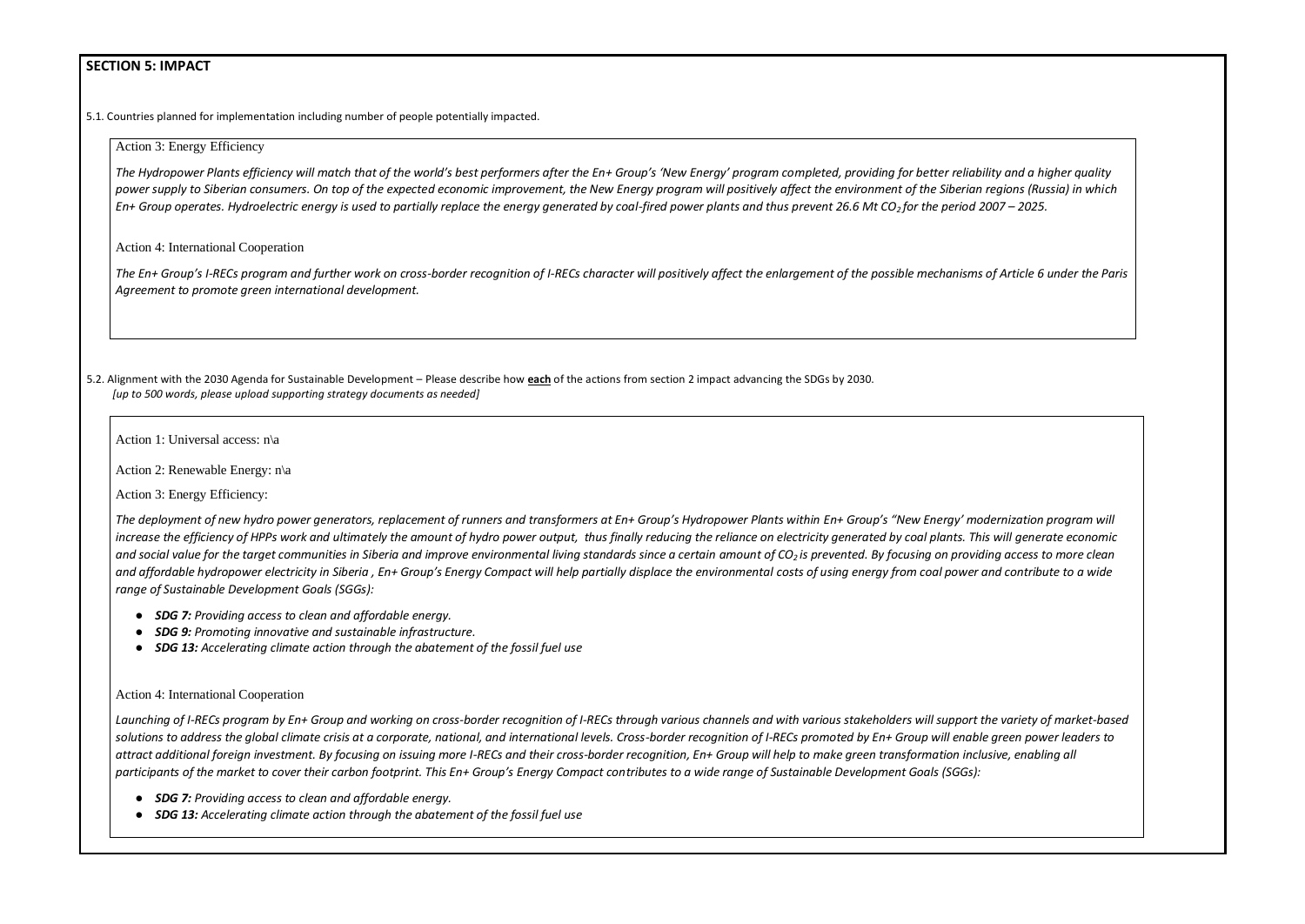## SECTION 5: IMPACT

5.1. Countries planned for implementation including number of people potentially impacted.

Action 3: Energy Efficiency

*The Hydropower Plants efficiency will match that of the world's best performers after the En+ Group's 'New Energy' program completed, providing for better reliability and a higher quality power supply to Siberian consumers. On top of the expected economic improvement, the New Energy program will positively affect the environment of the Siberian regions (Russia) in which En+ Group operates. Hydroelectric energy is used to partially replace the energy generated by coal-fired power plants and thus prevent 26.6 Mt $CO_2$ for the period 2007 – 2025.*

Action 4: International Cooperation

*The En+ Group's I-RECs program and further work on cross-border recognition of I-RECs character will positively affect the enlargement of the possible mechanisms of Article 6 under the Paris Agreement to promote green international development.*

5.2. Alignment with the 2030 Agenda for Sustainable Development – Please describe how **each** of the actions from section 2 impact advancing the SDGs by 2030.
*[up to 500 words, please upload supporting strategy documents as needed]*

Action 1: Universal access: n\a

Action 2: Renewable Energy: n\a

Action 3: Energy Efficiency:

*The deployment of new hydro power generators, replacement of runners and transformers at En+ Group's Hydropower Plants within En+ Group's "New Energy" modernization program will increase the efficiency of HPPs work and ultimately the amount of hydro power output, thus finally reducing the reliance on electricity generated by coal plants. This will generate economic and social value for the target communities in Siberia and improve environmental living standards since a certain amount of $CO_2$ is prevented. By focusing on providing access to more clean and affordable hydropower electricity in Siberia , En+ Group's Energy Compact will help partially displace the environmental costs of using energy from coal power and contribute to a wide range of Sustainable Development Goals (SGGs):*

- ***SDG 7:** Providing access to clean and affordable energy.*
- ***SDG 9:** Promoting innovative and sustainable infrastructure.*
- ***SDG 13:** Accelerating climate action through the abatement of the fossil fuel use*

Action 4: International Cooperation

*Launching of I-RECs program by En+ Group and working on cross-border recognition of I-RECs through various channels and with various stakeholders will support the variety of market-based solutions to address the global climate crisis at a corporate, national, and international levels. Cross-border recognition of I-RECs promoted by En+ Group will enable green power leaders to attract additional foreign investment. By focusing on issuing more I-RECs and their cross-border recognition, En+ Group will help to make green transformation inclusive, enabling all participants of the market to cover their carbon footprint. This En+ Group's Energy Compact contributes to a wide range of Sustainable Development Goals (SGGs):*

- ***SDG 7:** Providing access to clean and affordable energy.*
- ***SDG 13:** Accelerating climate action through the abatement of the fossil fuel use*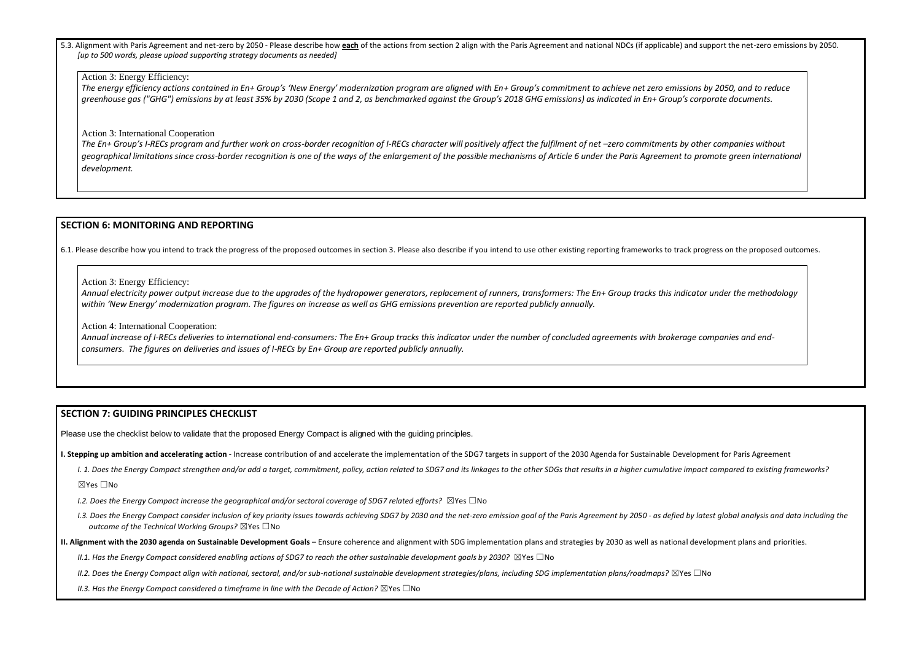5.3. Alignment with Paris Agreement and net-zero by 2050 - Please describe how **each** of the actions from section 2 align with the Paris Agreement and national NDCs (if applicable) and support the net-zero emissions by 2050. *[up to 500 words, please upload supporting strategy documents as needed]*

Action 3: Energy Efficiency:
*The energy efficiency actions contained in En+ Group's 'New Energy' modernization program are aligned with En+ Group's commitment to achieve net zero emissions by 2050, and to reduce greenhouse gas ("GHG") emissions by at least 35% by 2030 (Scope 1 and 2, as benchmarked against the Group's 2018 GHG emissions) as indicated in En+ Group's corporate documents.*

Action 3: International Cooperation
*The En+ Group's I-RECs program and further work on cross-border recognition of I-RECs character will positively affect the fulfilment of net –zero commitments by other companies without geographical limitations since cross-border recognition is one of the ways of the enlargement of the possible mechanisms of Article 6 under the Paris Agreement to promote green international development.*

## SECTION 6: MONITORING AND REPORTING

6.1. Please describe how you intend to track the progress of the proposed outcomes in section 3. Please also describe if you intend to use other existing reporting frameworks to track progress on the proposed outcomes.

Action 3: Energy Efficiency:
*Annual electricity power output increase due to the upgrades of the hydropower generators, replacement of runners, transformers: The En+ Group tracks this indicator under the methodology within 'New Energy' modernization program. The figures on increase as well as GHG emissions prevention are reported publicly annually.*

Action 4: International Cooperation:
*Annual increase of I-RECs deliveries to international end-consumers: The En+ Group tracks this indicator under the number of concluded agreements with brokerage companies and end-consumers. The figures on deliveries and issues of I-RECs by En+ Group are reported publicly annually.*

## SECTION 7: GUIDING PRINCIPLES CHECKLIST

Please use the checklist below to validate that the proposed Energy Compact is aligned with the guiding principles.

**I. Stepping up ambition and accelerating action** - Increase contribution of and accelerate the implementation of the SDG7 targets in support of the 2030 Agenda for Sustainable Development for Paris Agreement

*I. 1. Does the Energy Compact strengthen and/or add a target, commitment, policy, action related to SDG7 and its linkages to the other SDGs that results in a higher cumulative impact compared to existing frameworks?* ☒Yes ☐No

*I.2. Does the Energy Compact increase the geographical and/or sectoral coverage of SDG7 related efforts?* ☒Yes ☐No

*I.3. Does the Energy Compact consider inclusion of key priority issues towards achieving SDG7 by 2030 and the net-zero emission goal of the Paris Agreement by 2050 - as defied by latest global analysis and data including the outcome of the Technical Working Groups?* ☒Yes ☐No

**II. Alignment with the 2030 agenda on Sustainable Development Goals** – Ensure coherence and alignment with SDG implementation plans and strategies by 2030 as well as national development plans and priorities.

*II.1. Has the Energy Compact considered enabling actions of SDG7 to reach the other sustainable development goals by 2030?* ☒Yes ☐No

*II.2. Does the Energy Compact align with national, sectoral, and/or sub-national sustainable development strategies/plans, including SDG implementation plans/roadmaps?* ☒Yes ☐No

*II.3. Has the Energy Compact considered a timeframe in line with the Decade of Action?* ☒Yes ☐No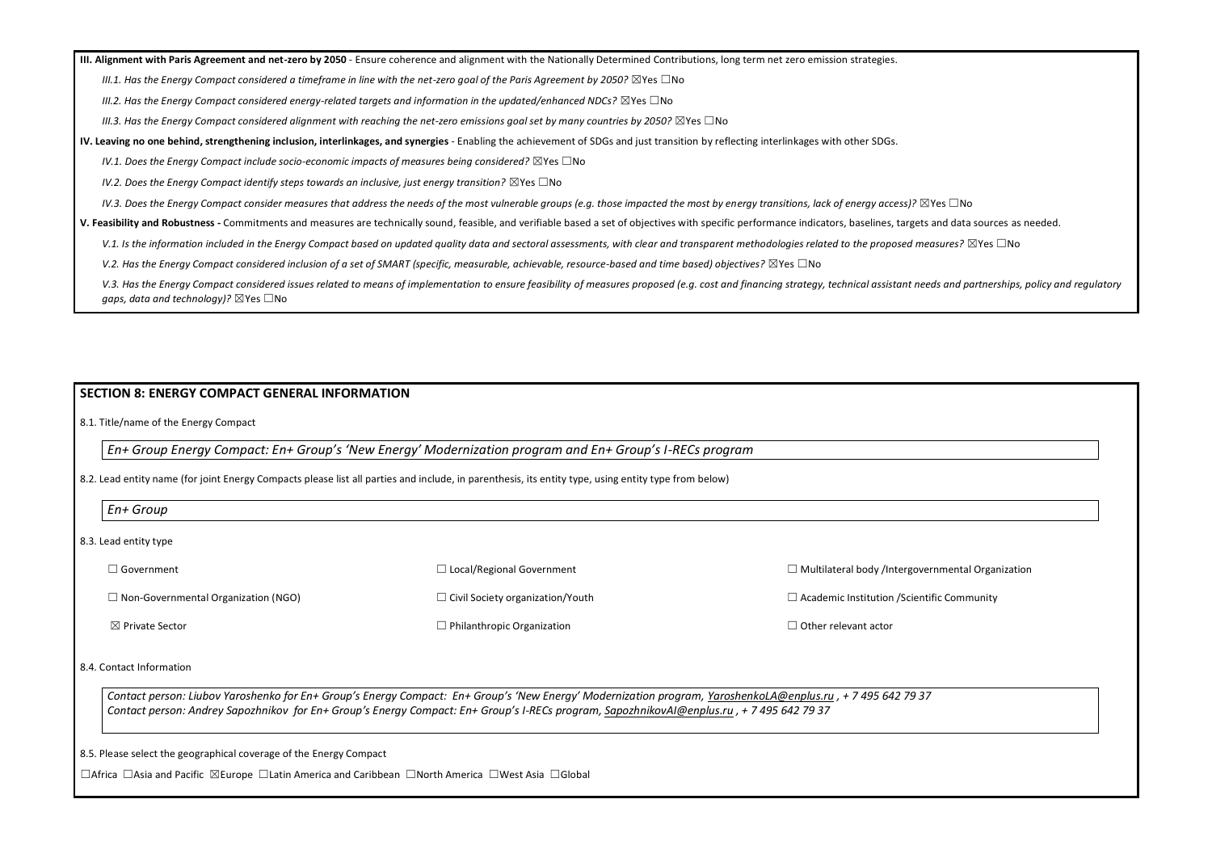**III. Alignment with Paris Agreement and net-zero by 2050** - Ensure coherence and alignment with the Nationally Determined Contributions, long term net zero emission strategies.

*III.1. Has the Energy Compact considered a timeframe in line with the net-zero goal of the Paris Agreement by 2050?* ☒Yes ☐No

*III.2. Has the Energy Compact considered energy-related targets and information in the updated/enhanced NDCs?* ☒Yes ☐No

*III.3. Has the Energy Compact considered alignment with reaching the net-zero emissions goal set by many countries by 2050?* ☒Yes ☐No

**IV. Leaving no one behind, strengthening inclusion, interlinkages, and synergies** - Enabling the achievement of SDGs and just transition by reflecting interlinkages with other SDGs.

*IV.1. Does the Energy Compact include socio-economic impacts of measures being considered?* ☒Yes ☐No

*IV.2. Does the Energy Compact identify steps towards an inclusive, just energy transition?* ☒Yes ☐No

*IV.3. Does the Energy Compact consider measures that address the needs of the most vulnerable groups (e.g. those impacted the most by energy transitions, lack of energy access)?* ☒Yes ☐No

**V. Feasibility and Robustness -** Commitments and measures are technically sound, feasible, and verifiable based a set of objectives with specific performance indicators, baselines, targets and data sources as needed.

*V.1. Is the information included in the Energy Compact based on updated quality data and sectoral assessments, with clear and transparent methodologies related to the proposed measures?* ☒Yes ☐No

*V.2. Has the Energy Compact considered inclusion of a set of SMART (specific, measurable, achievable, resource-based and time based) objectives?* ☒Yes ☐No

*V.3. Has the Energy Compact considered issues related to means of implementation to ensure feasibility of measures proposed (e.g. cost and financing strategy, technical assistant needs and partnerships, policy and regulatory gaps, data and technology)?* ☒Yes ☐No

## SECTION 8: ENERGY COMPACT GENERAL INFORMATION

8.1. Title/name of the Energy Compact

*En+ Group Energy Compact: En+ Group's 'New Energy' Modernization program and En+ Group's I-RECs program*

8.2. Lead entity name (for joint Energy Compacts please list all parties and include, in parenthesis, its entity type, using entity type from below)

*En+ Group*

8.3. Lead entity type

☐ Government ☐ Local/Regional Government ☐ Multilateral body /Intergovernmental Organization

☐ Non-Governmental Organization (NGO) ☐ Civil Society organization/Youth ☐ Academic Institution /Scientific Community

☒ Private Sector ☐ Philanthropic Organization ☐ Other relevant actor

8.4. Contact Information

*Contact person: Liubov Yaroshenko for En+ Group's Energy Compact: En+ Group's 'New Energy' Modernization program, YaroshenkoLA@enplus.ru , + 7 495 642 79 37*
*Contact person: Andrey Sapozhnikov for En+ Group's Energy Compact: En+ Group's I-RECs program, SapozhnikovAI@enplus.ru , + 7 495 642 79 37*

8.5. Please select the geographical coverage of the Energy Compact

☐Africa ☐Asia and Pacific ☒Europe ☐Latin America and Caribbean ☐North America ☐West Asia ☐Global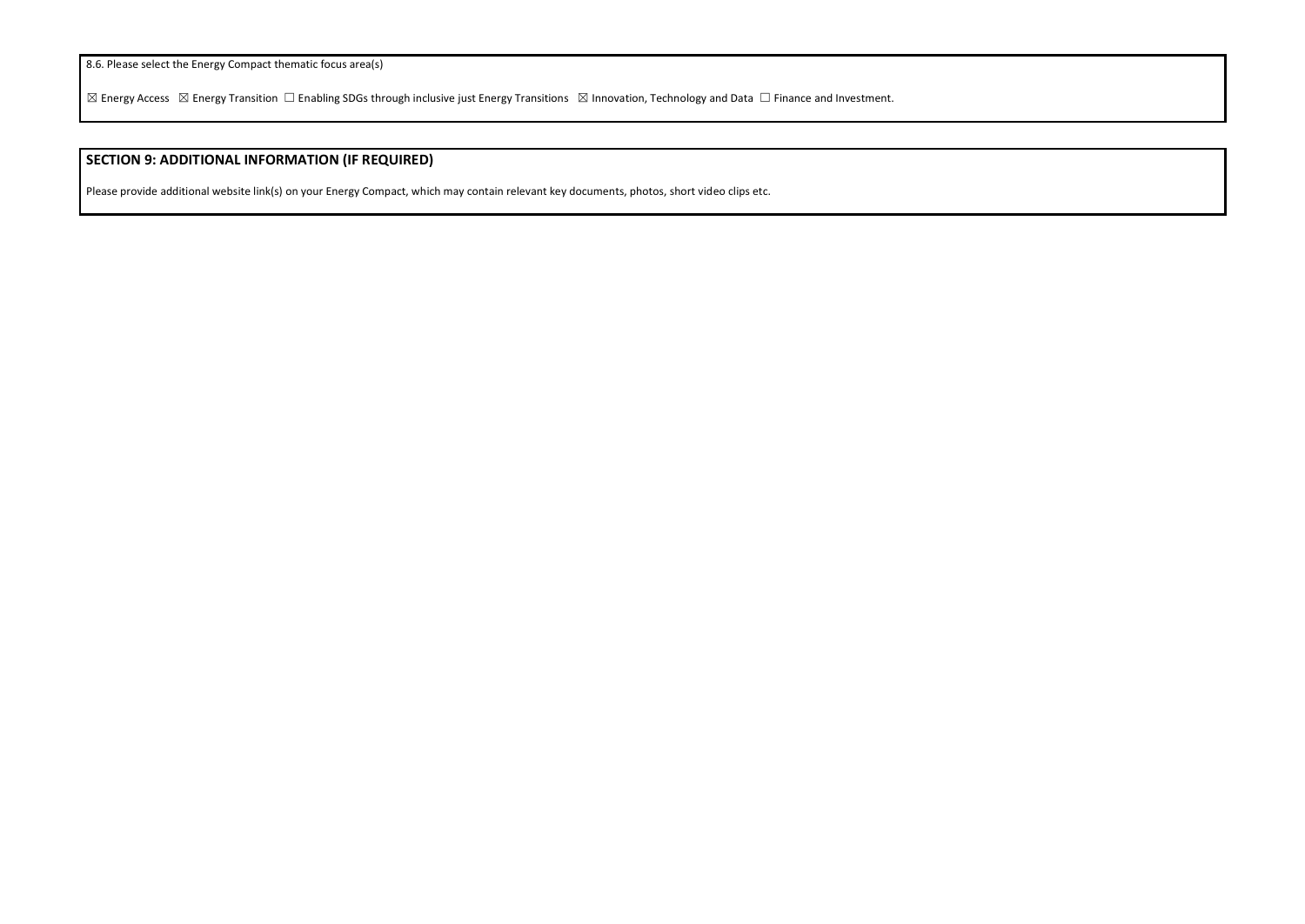8.6. Please select the Energy Compact thematic focus area(s)

☒ Energy Access ☒ Energy Transition ☐ Enabling SDGs through inclusive just Energy Transitions ☒ Innovation, Technology and Data ☐ Finance and Investment.

## SECTION 9: ADDITIONAL INFORMATION (IF REQUIRED)

Please provide additional website link(s) on your Energy Compact, which may contain relevant key documents, photos, short video clips etc.